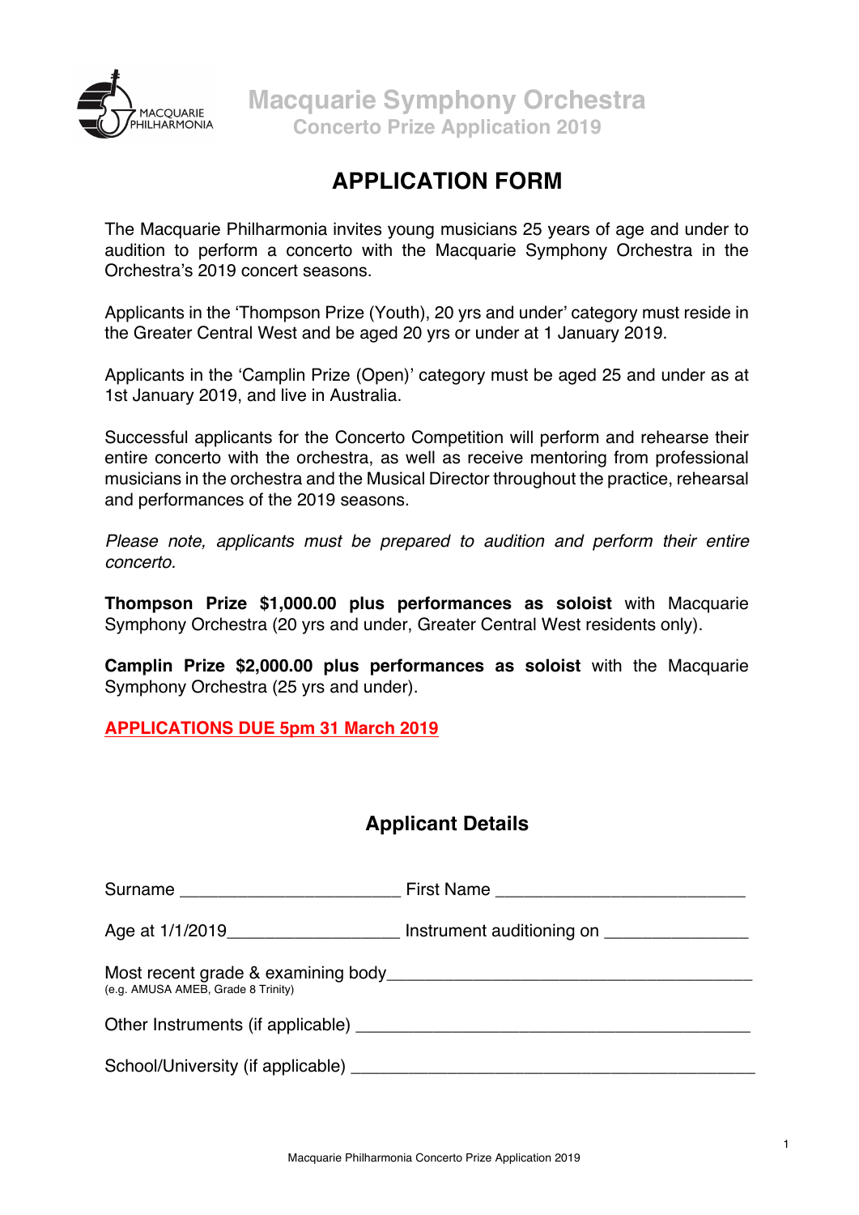Macquarie Symphony Orchestra
Concerto Prize Application 2019

# APPLICATION FORM

The Macquarie Philharmonia invites young musicians 25 years of age and under to audition to perform a concerto with the Macquarie Symphony Orchestra in the Orchestra's 2019 concert seasons.

Applicants in the 'Thompson Prize (Youth), 20 yrs and under' category must reside in the Greater Central West and be aged 20 yrs or under at 1 January 2019.

Applicants in the 'Camplin Prize (Open)' category must be aged 25 and under as at 1st January 2019, and live in Australia.

Successful applicants for the Concerto Competition will perform and rehearse their entire concerto with the orchestra, as well as receive mentoring from professional musicians in the orchestra and the Musical Director throughout the practice, rehearsal and performances of the 2019 seasons.

*Please note, applicants must be prepared to audition and perform their entire concerto.*

**Thompson Prize $1,000.00 plus performances as soloist** with Macquarie Symphony Orchestra (20 yrs and under, Greater Central West residents only).

**Camplin Prize $2,000.00 plus performances as soloist** with the Macquarie Symphony Orchestra (25 yrs and under).

**APPLICATIONS DUE 5pm 31 March 2019**

## Applicant Details

Surname ______________________ First Name __________________________

Age at 1/1/2019_________________ Instrument auditioning on _______________

Most recent grade & examining body_____________________________________
(e.g. AMUSA AMEB, Grade 8 Trinity)

Other Instruments (if applicable) _____________________________________

School/University (if applicable) _____________________________________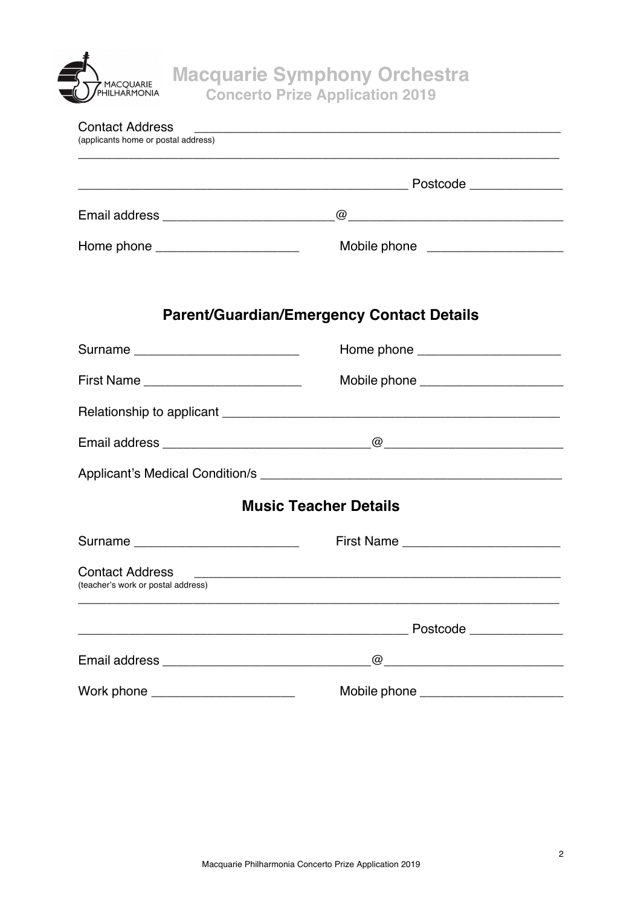# Macquarie Symphony Orchestra

## Concerto Prize Application 2019

Contact Address ____________________________________________________
(applicants home or postal address)

______________________________________________________________________

_____________________________________________ Postcode _____________

Email address ________________________@_____________________________

Home phone ____________________ Mobile phone ___________________

## Parent/Guardian/Emergency Contact Details

Surname ______________________ Home phone ____________________

First Name _____________________ Mobile phone ____________________

Relationship to applicant ______________________________________________

Email address ____________________________@________________________

Applicant's Medical Condition/s __________________________________________

## Music Teacher Details

Surname ______________________ First Name ______________________

Contact Address ____________________________________________________
(teacher's work or postal address)

______________________________________________________________________

_____________________________________________ Postcode _____________

Email address ____________________________@________________________

Work phone ____________________ Mobile phone ____________________

Macquarie Philharmonia Concerto Prize Application 2019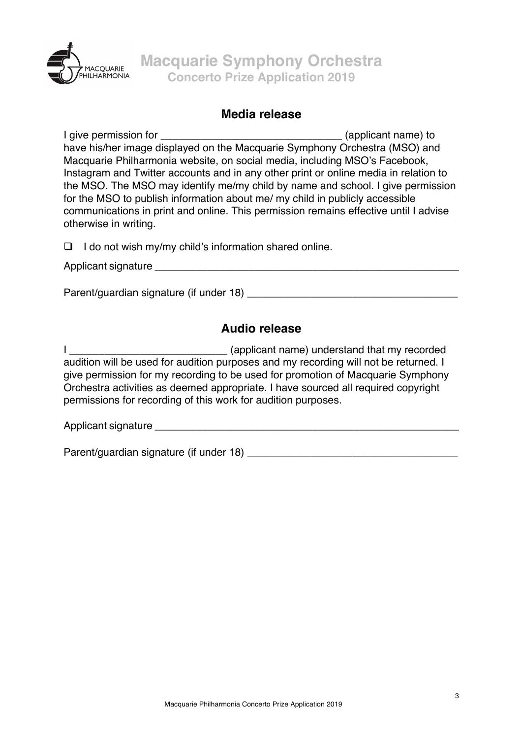## Media release

I give permission for ______________________________ (applicant name) to have his/her image displayed on the Macquarie Symphony Orchestra (MSO) and Macquarie Philharmonia website, on social media, including MSO's Facebook, Instagram and Twitter accounts and in any other print or online media in relation to the MSO. The MSO may identify me/my child by name and school. I give permission for the MSO to publish information about me/ my child in publicly accessible communications in print and online. This permission remains effective until I advise otherwise in writing.

- [ ] I do not wish my/my child's information shared online.

Applicant signature ______________________________________________________

Parent/guardian signature (if under 18) ____________________________________

## Audio release

I ___________________________ (applicant name) understand that my recorded audition will be used for audition purposes and my recording will not be returned. I give permission for my recording to be used for promotion of Macquarie Symphony Orchestra activities as deemed appropriate. I have sourced all required copyright permissions for recording of this work for audition purposes.

Applicant signature ______________________________________________________

Parent/guardian signature (if under 18) ____________________________________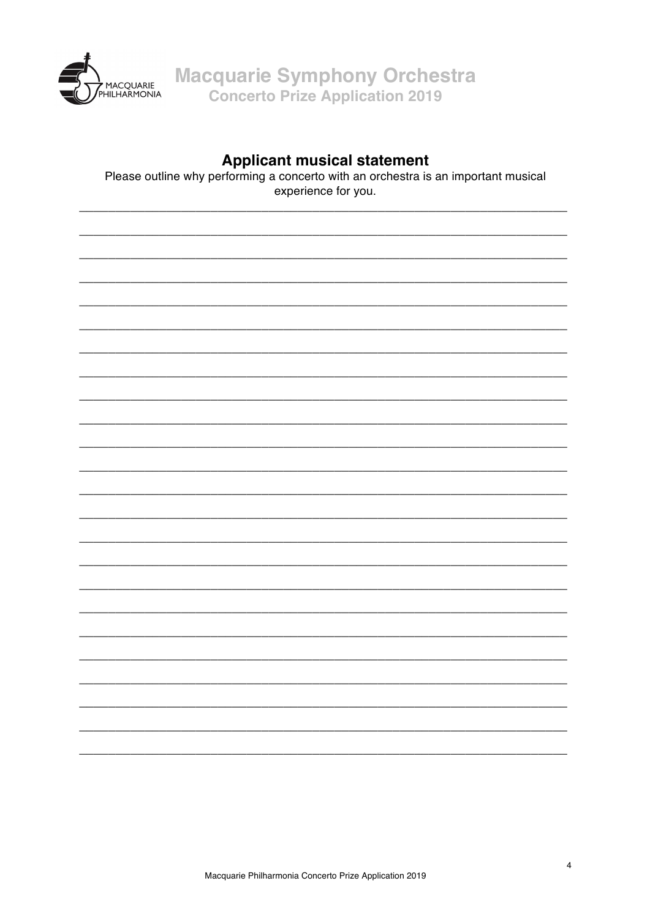## Applicant musical statement

Please outline why performing a concerto with an orchestra is an important musical experience for you.

______________________________________________________________________________

______________________________________________________________________________

______________________________________________________________________________

______________________________________________________________________________

______________________________________________________________________________

______________________________________________________________________________

______________________________________________________________________________

______________________________________________________________________________

______________________________________________________________________________

______________________________________________________________________________

______________________________________________________________________________

______________________________________________________________________________

______________________________________________________________________________

______________________________________________________________________________

______________________________________________________________________________

______________________________________________________________________________

______________________________________________________________________________

______________________________________________________________________________

______________________________________________________________________________

______________________________________________________________________________

______________________________________________________________________________

______________________________________________________________________________

______________________________________________________________________________

______________________________________________________________________________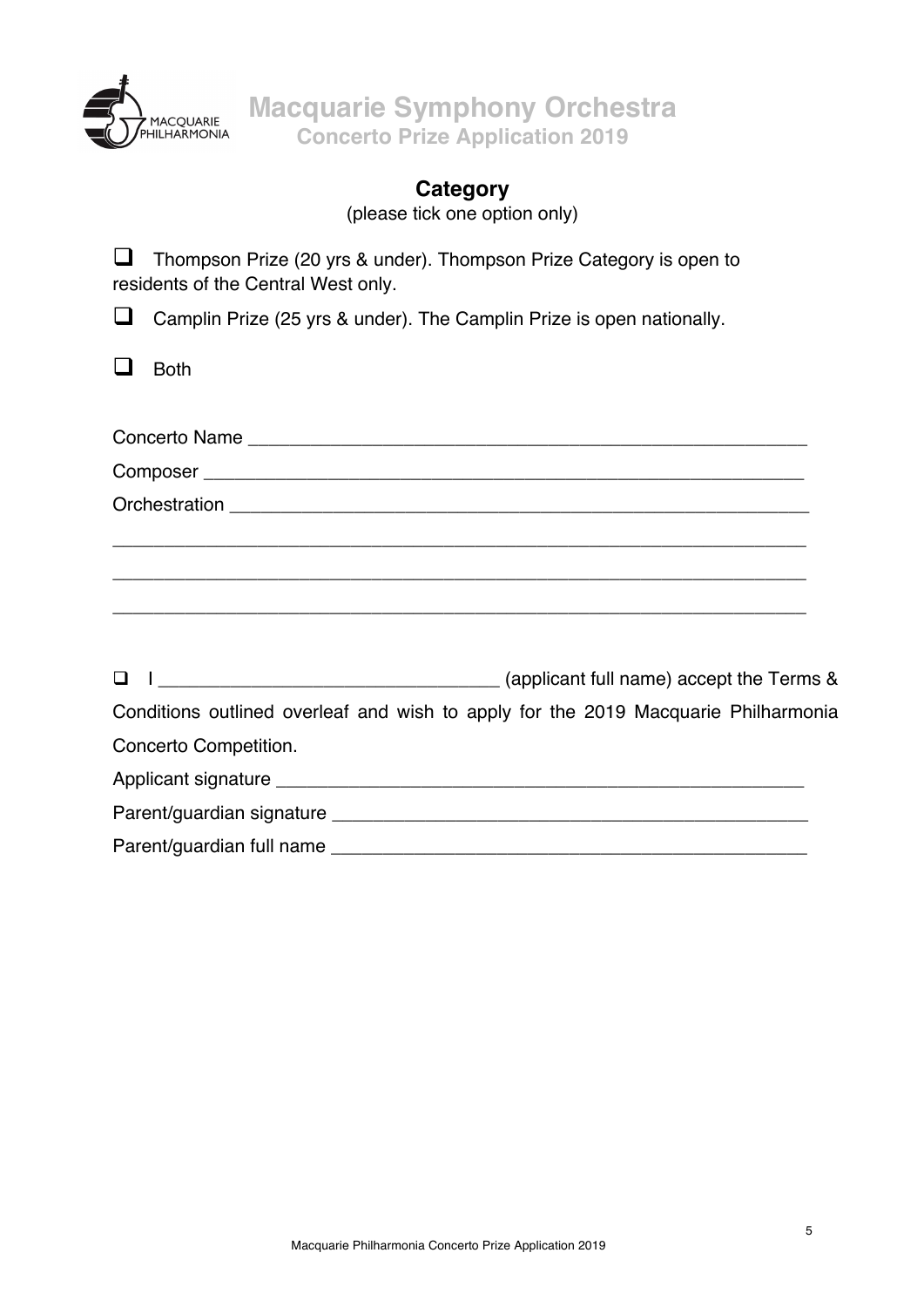# Macquarie Symphony Orchestra

## Concerto Prize Application 2019

### Category

(please tick one option only)

- ☐ Thompson Prize (20 yrs & under). Thompson Prize Category is open to residents of the Central West only.
- ☐ Camplin Prize (25 yrs & under). The Camplin Prize is open nationally.
- ☐ Both

Concerto Name ____________________________________________________

Composer ________________________________________________________

Orchestration _____________________________________________________

__________________________________________________________________

__________________________________________________________________

__________________________________________________________________

☐ I ______________________________ (applicant full name) accept the Terms & Conditions outlined overleaf and wish to apply for the 2019 Macquarie Philharmonia Concerto Competition.

Applicant signature ______________________________________________

Parent/guardian signature _________________________________________

Parent/guardian full name _________________________________________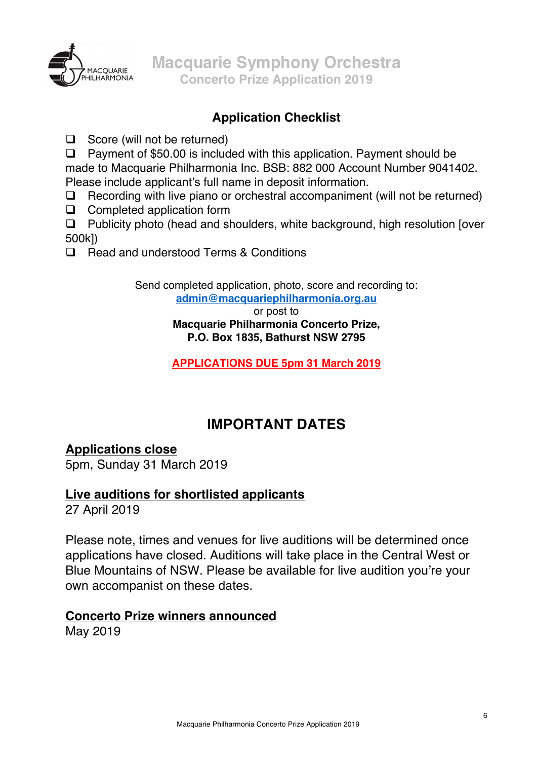## Application Checklist

- ❑ Score (will not be returned)
- ❑ Payment of $50.00 is included with this application. Payment should be made to Macquarie Philharmonia Inc. BSB: 882 000 Account Number 9041402. Please include applicant's full name in deposit information.
- ❑ Recording with live piano or orchestral accompaniment (will not be returned)
- ❑ Completed application form
- ❑ Publicity photo (head and shoulders, white background, high resolution [over 500k])
- ❑ Read and understood Terms & Conditions

Send completed application, photo, score and recording to:
**admin@macquariephilharmonia.org.au**
or post to
**Macquarie Philharmonia Concerto Prize,**
**P.O. Box 1835, Bathurst NSW 2795**

**APPLICATIONS DUE 5pm 31 March 2019**

## IMPORTANT DATES

**Applications close**
5pm, Sunday 31 March 2019

**Live auditions for shortlisted applicants**
27 April 2019

Please note, times and venues for live auditions will be determined once applications have closed. Auditions will take place in the Central West or Blue Mountains of NSW. Please be available for live audition you're your own accompanist on these dates.

**Concerto Prize winners announced**
May 2019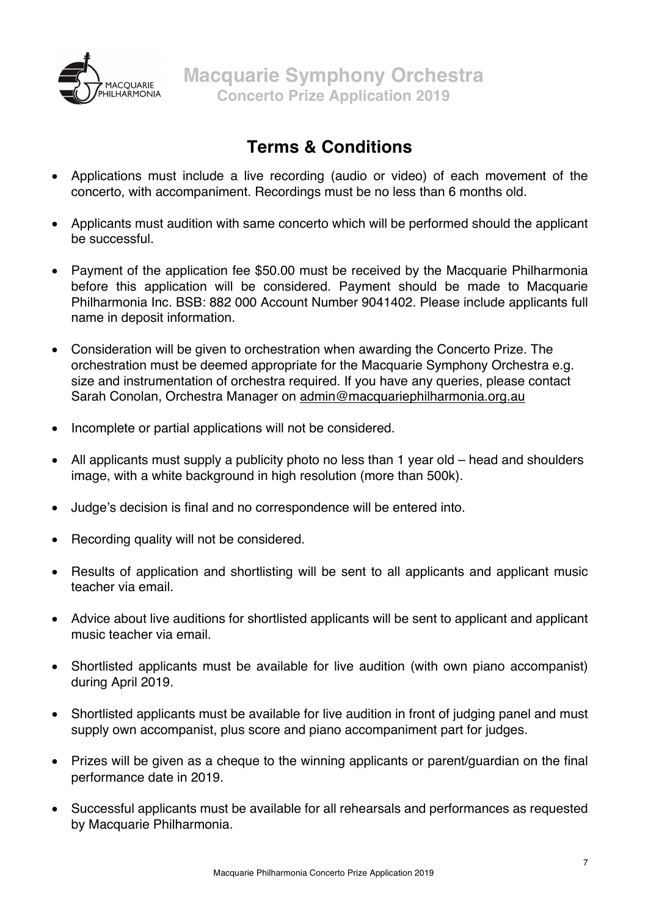## Terms & Conditions

- Applications must include a live recording (audio or video) of each movement of the concerto, with accompaniment. Recordings must be no less than 6 months old.
- Applicants must audition with same concerto which will be performed should the applicant be successful.
- Payment of the application fee $50.00 must be received by the Macquarie Philharmonia before this application will be considered. Payment should be made to Macquarie Philharmonia Inc. BSB: 882 000 Account Number 9041402. Please include applicants full name in deposit information.
- Consideration will be given to orchestration when awarding the Concerto Prize. The orchestration must be deemed appropriate for the Macquarie Symphony Orchestra e.g. size and instrumentation of orchestra required. If you have any queries, please contact Sarah Conolan, Orchestra Manager on admin@macquariephilharmonia.org.au
- Incomplete or partial applications will not be considered.
- All applicants must supply a publicity photo no less than 1 year old – head and shoulders image, with a white background in high resolution (more than 500k).
- Judge's decision is final and no correspondence will be entered into.
- Recording quality will not be considered.
- Results of application and shortlisting will be sent to all applicants and applicant music teacher via email.
- Advice about live auditions for shortlisted applicants will be sent to applicant and applicant music teacher via email.
- Shortlisted applicants must be available for live audition (with own piano accompanist) during April 2019.
- Shortlisted applicants must be available for live audition in front of judging panel and must supply own accompanist, plus score and piano accompaniment part for judges.
- Prizes will be given as a cheque to the winning applicants or parent/guardian on the final performance date in 2019.
- Successful applicants must be available for all rehearsals and performances as requested by Macquarie Philharmonia.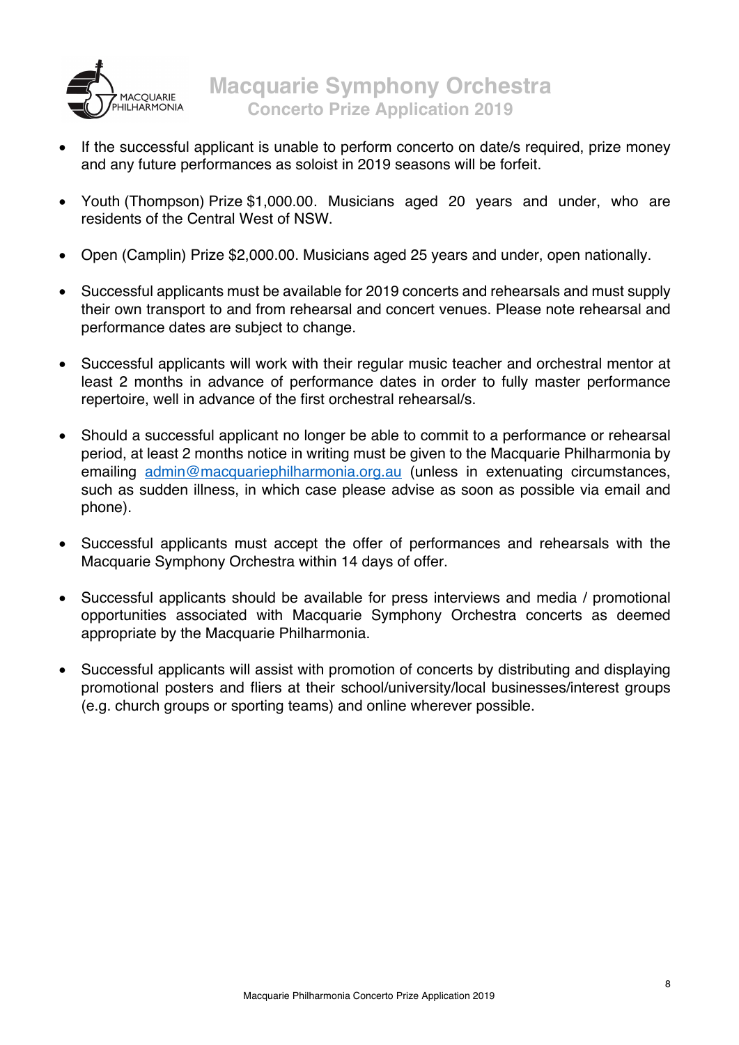- If the successful applicant is unable to perform concerto on date/s required, prize money and any future performances as soloist in 2019 seasons will be forfeit.

- Youth (Thompson) Prize $1,000.00. Musicians aged 20 years and under, who are residents of the Central West of NSW.

- Open (Camplin) Prize $2,000.00. Musicians aged 25 years and under, open nationally.

- Successful applicants must be available for 2019 concerts and rehearsals and must supply their own transport to and from rehearsal and concert venues. Please note rehearsal and performance dates are subject to change.

- Successful applicants will work with their regular music teacher and orchestral mentor at least 2 months in advance of performance dates in order to fully master performance repertoire, well in advance of the first orchestral rehearsal/s.

- Should a successful applicant no longer be able to commit to a performance or rehearsal period, at least 2 months notice in writing must be given to the Macquarie Philharmonia by emailing admin@macquariephilharmonia.org.au (unless in extenuating circumstances, such as sudden illness, in which case please advise as soon as possible via email and phone).

- Successful applicants must accept the offer of performances and rehearsals with the Macquarie Symphony Orchestra within 14 days of offer.

- Successful applicants should be available for press interviews and media / promotional opportunities associated with Macquarie Symphony Orchestra concerts as deemed appropriate by the Macquarie Philharmonia.

- Successful applicants will assist with promotion of concerts by distributing and displaying promotional posters and fliers at their school/university/local businesses/interest groups (e.g. church groups or sporting teams) and online wherever possible.